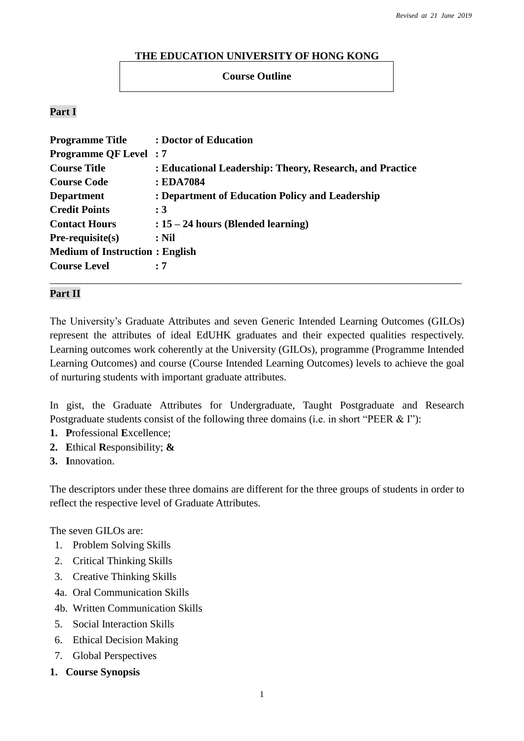*Revised at 21 June 2019*

**THE EDUCATION UNIVERSITY OF HONG KONG**

**Course Outline**

**Part I**

**Programme Title : Doctor of Education**
**Programme QF Level : 7**
**Course Title : Educational Leadership: Theory, Research, and Practice**
**Course Code : EDA7084**
**Department : Department of Education Policy and Leadership**
**Credit Points : 3**
**Contact Hours : 15 – 24 hours (Blended learning)**
**Pre-requisite(s) : Nil**
**Medium of Instruction : English**
**Course Level : 7**

---

**Part II**

The University's Graduate Attributes and seven Generic Intended Learning Outcomes (GILOs) represent the attributes of ideal EdUHK graduates and their expected qualities respectively. Learning outcomes work coherently at the University (GILOs), programme (Programme Intended Learning Outcomes) and course (Course Intended Learning Outcomes) levels to achieve the goal of nurturing students with important graduate attributes.

In gist, the Graduate Attributes for Undergraduate, Taught Postgraduate and Research Postgraduate students consist of the following three domains (i.e. in short "PEER & I"):

1. **P**rofessional **E**xcellence;
2. **E**thical **R**esponsibility; **&**
3. **I**nnovation.

The descriptors under these three domains are different for the three groups of students in order to reflect the respective level of Graduate Attributes.

The seven GILOs are:

1. Problem Solving Skills
2. Critical Thinking Skills
3. Creative Thinking Skills
4a. Oral Communication Skills
4b. Written Communication Skills
5. Social Interaction Skills
6. Ethical Decision Making
7. Global Perspectives

**1. Course Synopsis**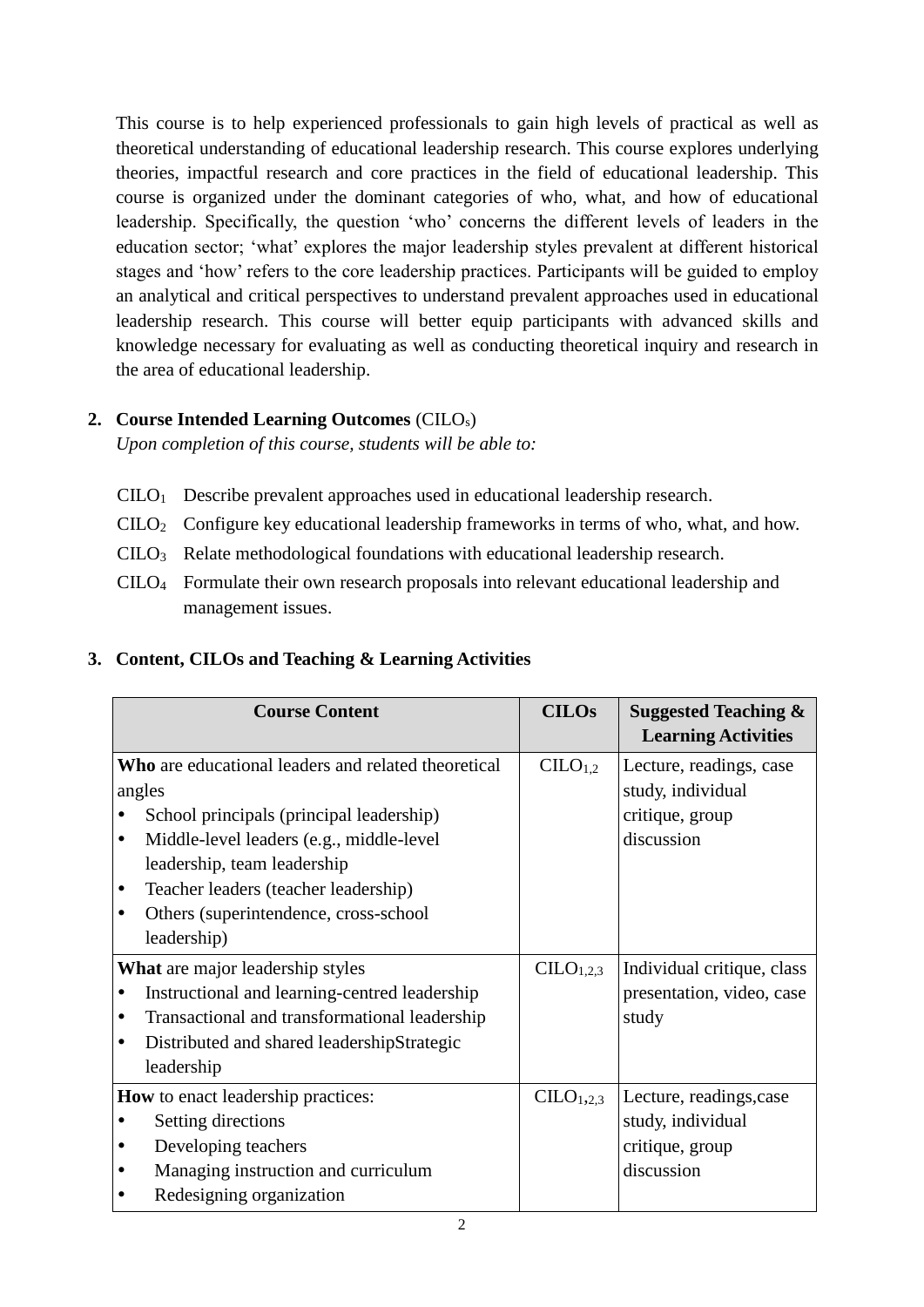This course is to help experienced professionals to gain high levels of practical as well as theoretical understanding of educational leadership research. This course explores underlying theories, impactful research and core practices in the field of educational leadership. This course is organized under the dominant categories of who, what, and how of educational leadership. Specifically, the question 'who' concerns the different levels of leaders in the education sector; 'what' explores the major leadership styles prevalent at different historical stages and 'how' refers to the core leadership practices. Participants will be guided to employ an analytical and critical perspectives to understand prevalent approaches used in educational leadership research. This course will better equip participants with advanced skills and knowledge necessary for evaluating as well as conducting theoretical inquiry and research in the area of educational leadership.

## 2. Course Intended Learning Outcomes (CILOs)

*Upon completion of this course, students will be able to:*

$CILO_1$ Describe prevalent approaches used in educational leadership research.

$CILO_2$ Configure key educational leadership frameworks in terms of who, what, and how.

$CILO_3$ Relate methodological foundations with educational leadership research.

$CILO_4$ Formulate their own research proposals into relevant educational leadership and management issues.

## 3. Content, CILOs and Teaching & Learning Activities

| Course Content | CILOs | Suggested Teaching & Learning Activities |
|---|---|---|
| **Who** are educational leaders and related theoretical angles<br>• School principals (principal leadership)<br>• Middle-level leaders (e.g., middle-level leadership, team leadership<br>• Teacher leaders (teacher leadership)<br>• Others (superintendence, cross-school leadership) | $CILO_{1,2}$ | Lecture, readings, case study, individual critique, group discussion |
| **What** are major leadership styles<br>• Instructional and learning-centred leadership<br>• Transactional and transformational leadership<br>• Distributed and shared leadershipStrategic leadership | $CILO_{1,2,3}$ | Individual critique, class presentation, video, case study |
| **How** to enact leadership practices:<br>• Setting directions<br>• Developing teachers<br>• Managing instruction and curriculum<br>• Redesigning organization | $CILO_{1,2,3}$ | Lecture, readings,case study, individual critique, group discussion |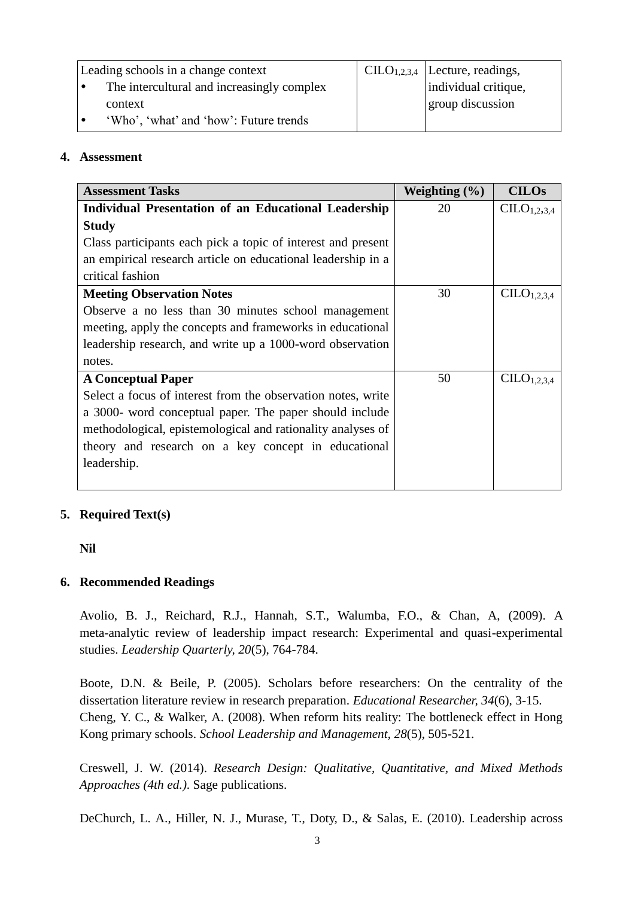| Leading schools in a change context<br>• The intercultural and increasingly complex context<br>• 'Who', 'what' and 'how': Future trends | $CILO_{1,2,3,4}$ | Lecture, readings, individual critique, group discussion |
|---|---|---|

## 4. Assessment

| Assessment Tasks | Weighting (%) | CILOs |
|---|---|---|
| **Individual Presentation of an Educational Leadership Study**<br>Class participants each pick a topic of interest and present an empirical research article on educational leadership in a critical fashion | 20 | $CILO_{1,2,3,4}$ |
| **Meeting Observation Notes**<br>Observe a no less than 30 minutes school management meeting, apply the concepts and frameworks in educational leadership research, and write up a 1000-word observation notes. | 30 | $CILO_{1,2,3,4}$ |
| **A Conceptual Paper**<br>Select a focus of interest from the observation notes, write a 3000- word conceptual paper. The paper should include methodological, epistemological and rationality analyses of theory and research on a key concept in educational leadership. | 50 | $CILO_{1,2,3,4}$ |

## 5. Required Text(s)

**Nil**

## 6. Recommended Readings

Avolio, B. J., Reichard, R.J., Hannah, S.T., Walumba, F.O., & Chan, A, (2009). A meta-analytic review of leadership impact research: Experimental and quasi-experimental studies. *Leadership Quarterly, 20*(5), 764-784.

Boote, D.N. & Beile, P. (2005). Scholars before researchers: On the centrality of the dissertation literature review in research preparation. *Educational Researcher, 34*(6), 3-15.

Cheng, Y. C., & Walker, A. (2008). When reform hits reality: The bottleneck effect in Hong Kong primary schools. *School Leadership and Management*, *28*(5), 505-521.

Creswell, J. W. (2014). *Research Design: Qualitative, Quantitative, and Mixed Methods Approaches (4th ed.)*. Sage publications.

DeChurch, L. A., Hiller, N. J., Murase, T., Doty, D., & Salas, E. (2010). Leadership across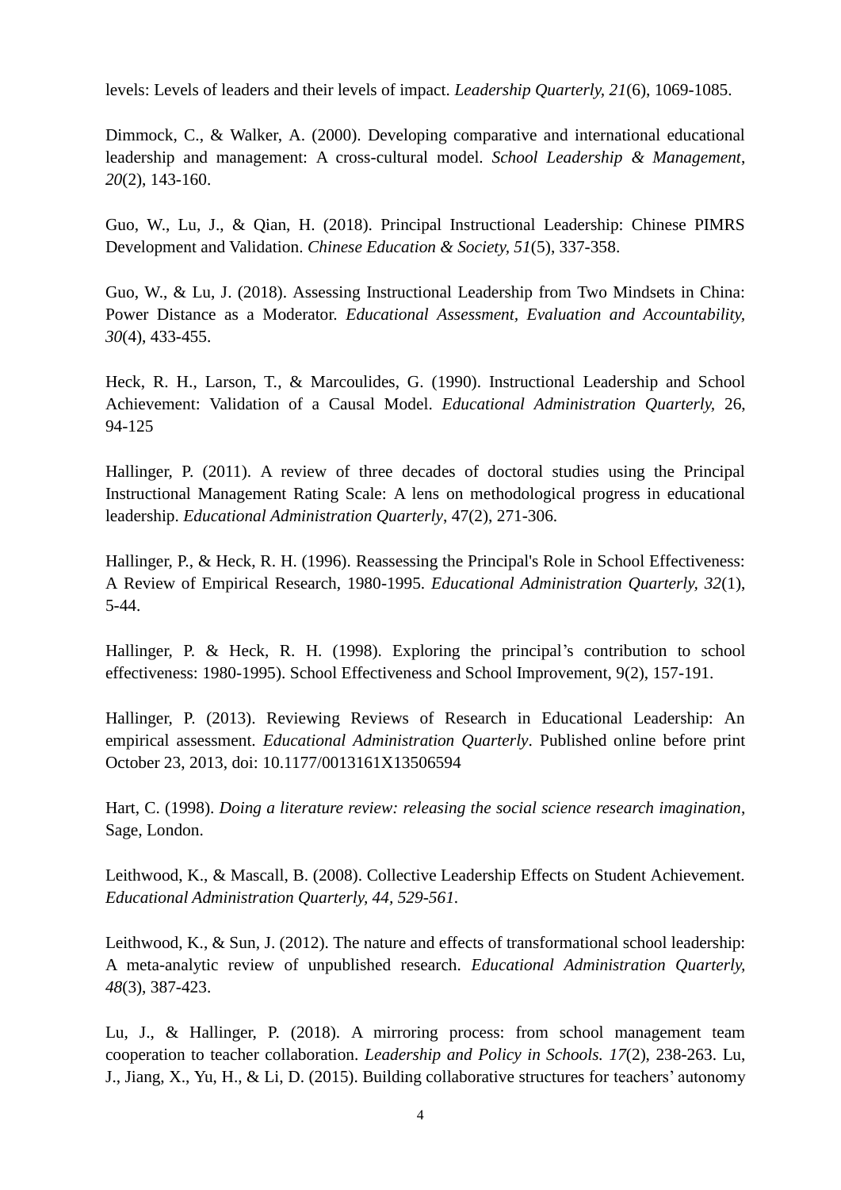levels: Levels of leaders and their levels of impact. *Leadership Quarterly, 21*(6), 1069-1085.

Dimmock, C., & Walker, A. (2000). Developing comparative and international educational leadership and management: A cross-cultural model. *School Leadership & Management*, *20*(2), 143-160.

Guo, W., Lu, J., & Qian, H. (2018). Principal Instructional Leadership: Chinese PIMRS Development and Validation. *Chinese Education & Society, 51*(5), 337-358.

Guo, W., & Lu, J. (2018). Assessing Instructional Leadership from Two Mindsets in China: Power Distance as a Moderator. *Educational Assessment, Evaluation and Accountability, 30*(4), 433-455.

Heck, R. H., Larson, T., & Marcoulides, G. (1990). Instructional Leadership and School Achievement: Validation of a Causal Model. *Educational Administration Quarterly*, 26, 94-125

Hallinger, P. (2011). A review of three decades of doctoral studies using the Principal Instructional Management Rating Scale: A lens on methodological progress in educational leadership. *Educational Administration Quarterly*, 47(2), 271-306.

Hallinger, P., & Heck, R. H. (1996). Reassessing the Principal's Role in School Effectiveness: A Review of Empirical Research, 1980-1995. *Educational Administration Quarterly, 32*(1), 5-44.

Hallinger, P. & Heck, R. H. (1998). Exploring the principal's contribution to school effectiveness: 1980-1995). School Effectiveness and School Improvement, 9(2), 157-191.

Hallinger, P. (2013). Reviewing Reviews of Research in Educational Leadership: An empirical assessment. *Educational Administration Quarterly*. Published online before print October 23, 2013, doi: 10.1177/0013161X13506594

Hart, C. (1998). *Doing a literature review: releasing the social science research imagination*, Sage, London.

Leithwood, K., & Mascall, B. (2008). Collective Leadership Effects on Student Achievement. *Educational Administration Quarterly, 44, 529-561.*

Leithwood, K., & Sun, J. (2012). The nature and effects of transformational school leadership: A meta-analytic review of unpublished research. *Educational Administration Quarterly, 48*(3), 387-423.

Lu, J., & Hallinger, P. (2018). A mirroring process: from school management team cooperation to teacher collaboration. *Leadership and Policy in Schools. 17*(2), 238-263. Lu, J., Jiang, X., Yu, H., & Li, D. (2015). Building collaborative structures for teachers' autonomy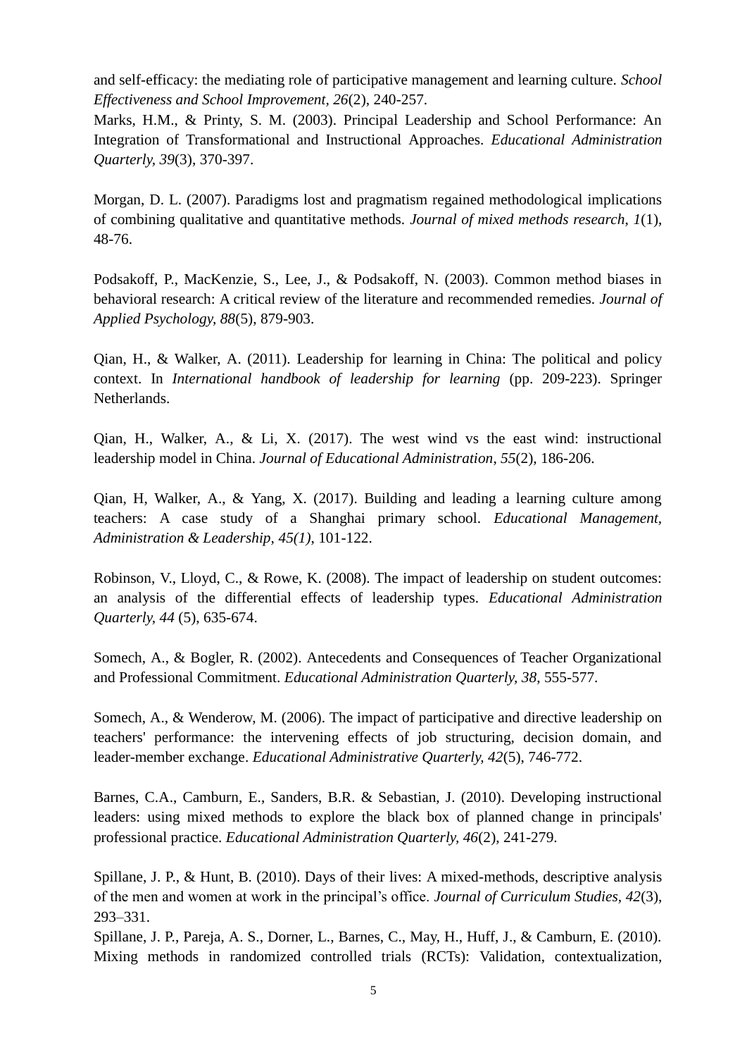and self-efficacy: the mediating role of participative management and learning culture. *School Effectiveness and School Improvement, 26*(2), 240-257.

Marks, H.M., & Printy, S. M. (2003). Principal Leadership and School Performance: An Integration of Transformational and Instructional Approaches. *Educational Administration Quarterly, 39*(3), 370-397.

Morgan, D. L. (2007). Paradigms lost and pragmatism regained methodological implications of combining qualitative and quantitative methods. *Journal of mixed methods research*, *1*(1), 48-76.

Podsakoff, P., MacKenzie, S., Lee, J., & Podsakoff, N. (2003). Common method biases in behavioral research: A critical review of the literature and recommended remedies. *Journal of Applied Psychology, 88*(5), 879-903.

Qian, H., & Walker, A. (2011). Leadership for learning in China: The political and policy context. In *International handbook of leadership for learning* (pp. 209-223). Springer Netherlands.

Qian, H., Walker, A., & Li, X. (2017). The west wind vs the east wind: instructional leadership model in China. *Journal of Educational Administration*, *55*(2), 186-206.

Qian, H, Walker, A., & Yang, X. (2017). Building and leading a learning culture among teachers: A case study of a Shanghai primary school. *Educational Management, Administration & Leadership, 45(1)*, 101-122.

Robinson, V., Lloyd, C., & Rowe, K. (2008). The impact of leadership on student outcomes: an analysis of the differential effects of leadership types. *Educational Administration Quarterly, 44* (5), 635-674.

Somech, A., & Bogler, R. (2002). Antecedents and Consequences of Teacher Organizational and Professional Commitment. *Educational Administration Quarterly, 38*, 555-577.

Somech, A., & Wenderow, M. (2006). The impact of participative and directive leadership on teachers' performance: the intervening effects of job structuring, decision domain, and leader-member exchange. *Educational Administrative Quarterly, 42*(5), 746-772.

Barnes, C.A., Camburn, E., Sanders, B.R. & Sebastian, J. (2010). Developing instructional leaders: using mixed methods to explore the black box of planned change in principals' professional practice. *Educational Administration Quarterly, 46*(2), 241-279.

Spillane, J. P., & Hunt, B. (2010). Days of their lives: A mixed-methods, descriptive analysis of the men and women at work in the principal's office. *Journal of Curriculum Studies*, *42*(3), 293–331.

Spillane, J. P., Pareja, A. S., Dorner, L., Barnes, C., May, H., Huff, J., & Camburn, E. (2010). Mixing methods in randomized controlled trials (RCTs): Validation, contextualization,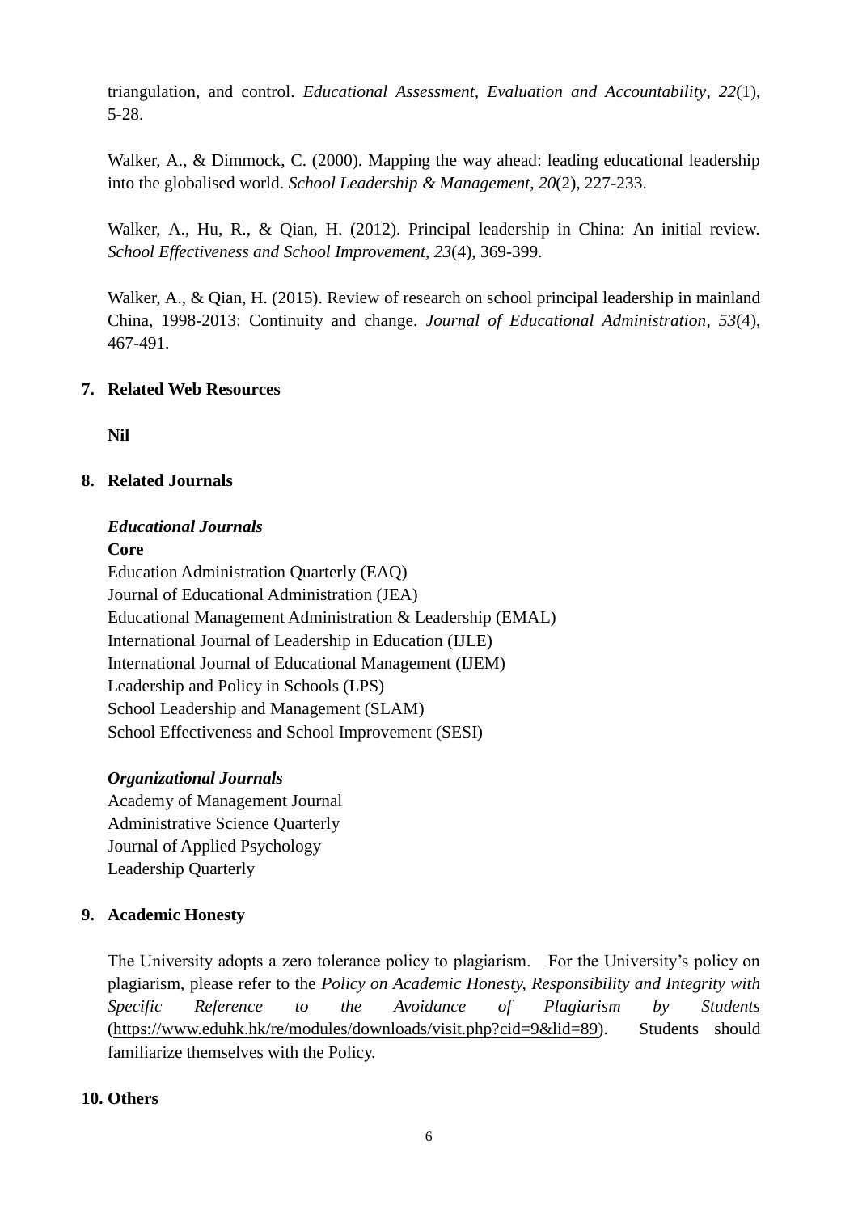triangulation, and control. *Educational Assessment, Evaluation and Accountability*, *22*(1), 5-28.

Walker, A., & Dimmock, C. (2000). Mapping the way ahead: leading educational leadership into the globalised world. *School Leadership & Management*, *20*(2), 227-233.

Walker, A., Hu, R., & Qian, H. (2012). Principal leadership in China: An initial review. *School Effectiveness and School Improvement*, *23*(4), 369-399.

Walker, A., & Qian, H. (2015). Review of research on school principal leadership in mainland China, 1998-2013: Continuity and change. *Journal of Educational Administration*, *53*(4), 467-491.

## 7. Related Web Resources

**Nil**

## 8. Related Journals

***Educational Journals***

**Core**

Education Administration Quarterly (EAQ)
Journal of Educational Administration (JEA)
Educational Management Administration & Leadership (EMAL)
International Journal of Leadership in Education (IJLE)
International Journal of Educational Management (IJEM)
Leadership and Policy in Schools (LPS)
School Leadership and Management (SLAM)
School Effectiveness and School Improvement (SESI)

***Organizational Journals***

Academy of Management Journal
Administrative Science Quarterly
Journal of Applied Psychology
Leadership Quarterly

## 9. Academic Honesty

The University adopts a zero tolerance policy to plagiarism. For the University's policy on plagiarism, please refer to the *Policy on Academic Honesty, Responsibility and Integrity with Specific Reference to the Avoidance of Plagiarism by Students* (https://www.eduhk.hk/re/modules/downloads/visit.php?cid=9&lid=89). Students should familiarize themselves with the Policy.

## 10. Others